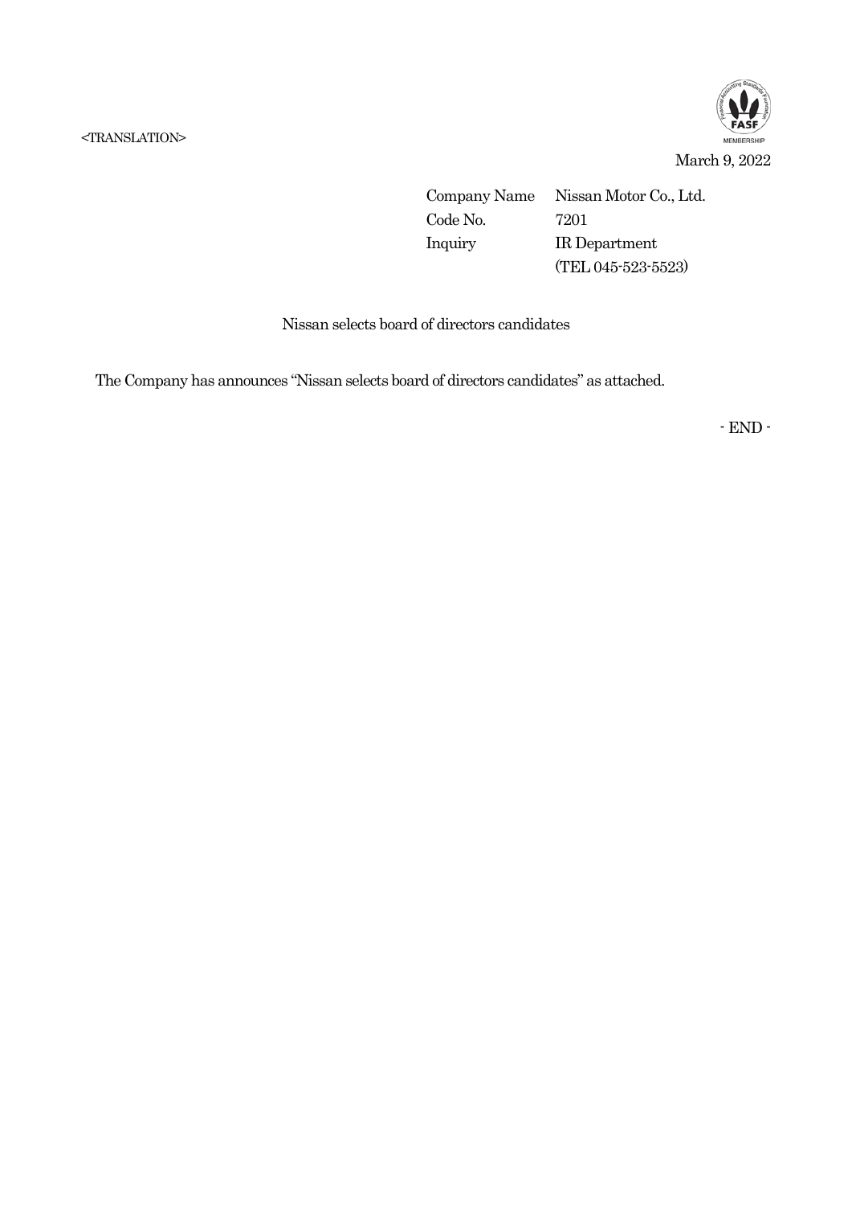<TRANSLATION>

March 9, 2022

| | |
|---|---|
| Company Name | Nissan Motor Co., Ltd. |
| Code No. | 7201 |
| Inquiry | IR Department |
| | (TEL 045-523-5523) |

# Nissan selects board of directors candidates

The Company has announces "Nissan selects board of directors candidates" as attached.

- END -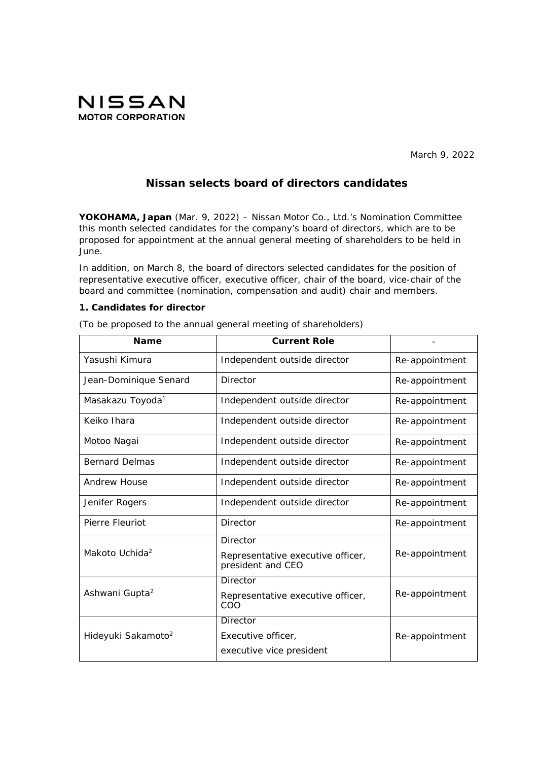NISSAN
MOTOR CORPORATION

March 9, 2022

## Nissan selects board of directors candidates

**YOKOHAMA, Japan** (Mar. 9, 2022) – Nissan Motor Co., Ltd.'s Nomination Committee this month selected candidates for the company's board of directors, which are to be proposed for appointment at the annual general meeting of shareholders to be held in June.

In addition, on March 8, the board of directors selected candidates for the position of representative executive officer, executive officer, chair of the board, vice-chair of the board and committee (nomination, compensation and audit) chair and members.

### 1. Candidates for director

(To be proposed to the annual general meeting of shareholders)

| Name | Current Role | - |
|---|---|---|
| Yasushi Kimura | Independent outside director | Re-appointment |
| Jean-Dominique Senard | Director | Re-appointment |
| Masakazu Toyoda[1] | Independent outside director | Re-appointment |
| Keiko Ihara | Independent outside director | Re-appointment |
| Motoo Nagai | Independent outside director | Re-appointment |
| Bernard Delmas | Independent outside director | Re-appointment |
| Andrew House | Independent outside director | Re-appointment |
| Jenifer Rogers | Independent outside director | Re-appointment |
| Pierre Fleuriot | Director | Re-appointment |
| Makoto Uchida[2] | Director<br>Representative executive officer, president and CEO | Re-appointment |
| Ashwani Gupta[2] | Director<br>Representative executive officer, COO | Re-appointment |
| Hideyuki Sakamoto[2] | Director<br>Executive officer,<br>executive vice president | Re-appointment |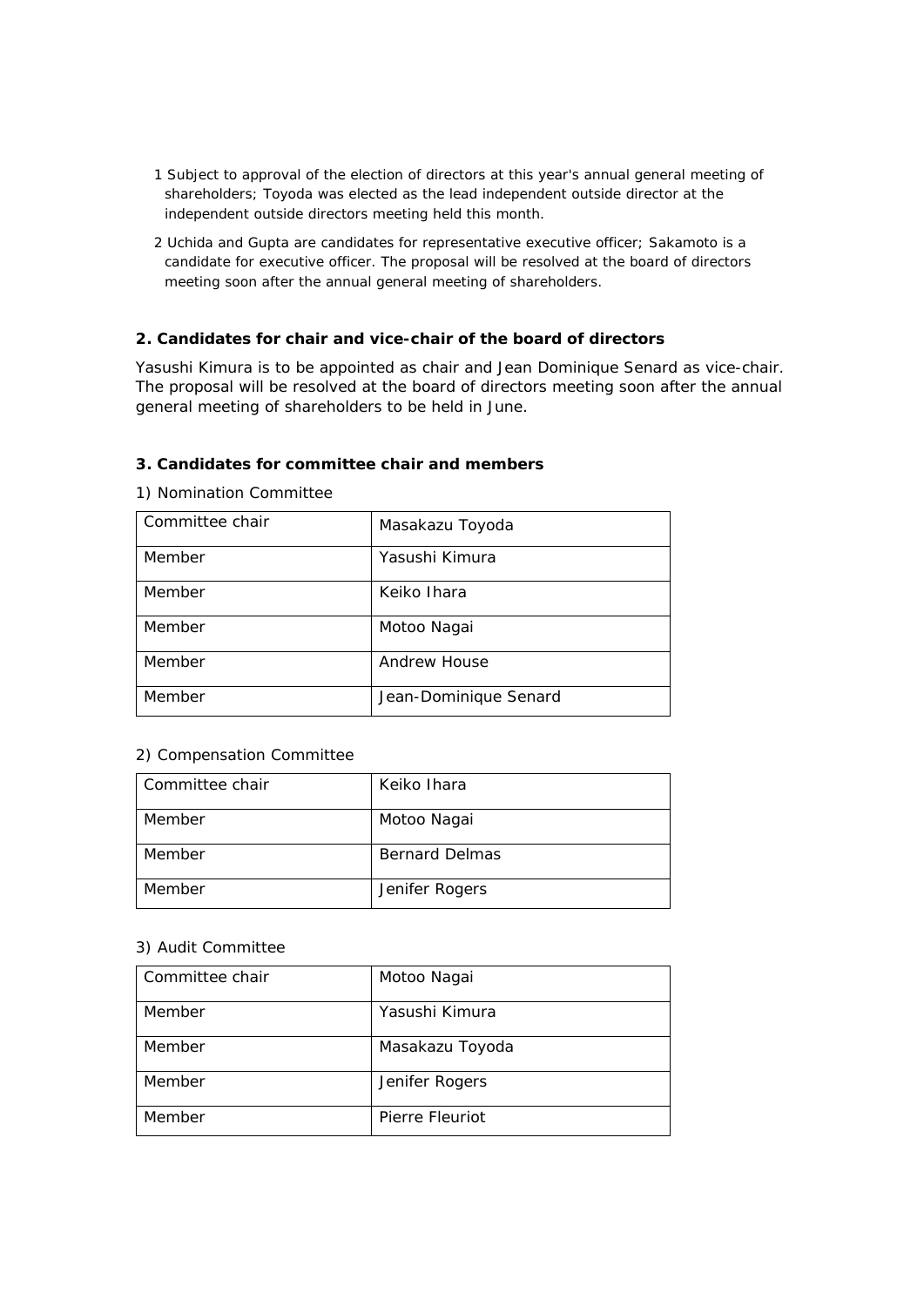1 Subject to approval of the election of directors at this year's annual general meeting of shareholders; Toyoda was elected as the lead independent outside director at the independent outside directors meeting held this month.

2 Uchida and Gupta are candidates for representative executive officer; Sakamoto is a candidate for executive officer. The proposal will be resolved at the board of directors meeting soon after the annual general meeting of shareholders.

### 2. Candidates for chair and vice-chair of the board of directors

Yasushi Kimura is to be appointed as chair and Jean Dominique Senard as vice-chair. The proposal will be resolved at the board of directors meeting soon after the annual general meeting of shareholders to be held in June.

### 3. Candidates for committee chair and members

1) Nomination Committee

| Committee chair | Masakazu Toyoda |
|---|---|
| Member | Yasushi Kimura |
| Member | Keiko Ihara |
| Member | Motoo Nagai |
| Member | Andrew House |
| Member | Jean-Dominique Senard |

2) Compensation Committee

| Committee chair | Keiko Ihara |
|---|---|
| Member | Motoo Nagai |
| Member | Bernard Delmas |
| Member | Jenifer Rogers |

3) Audit Committee

| Committee chair | Motoo Nagai |
|---|---|
| Member | Yasushi Kimura |
| Member | Masakazu Toyoda |
| Member | Jenifer Rogers |
| Member | Pierre Fleuriot |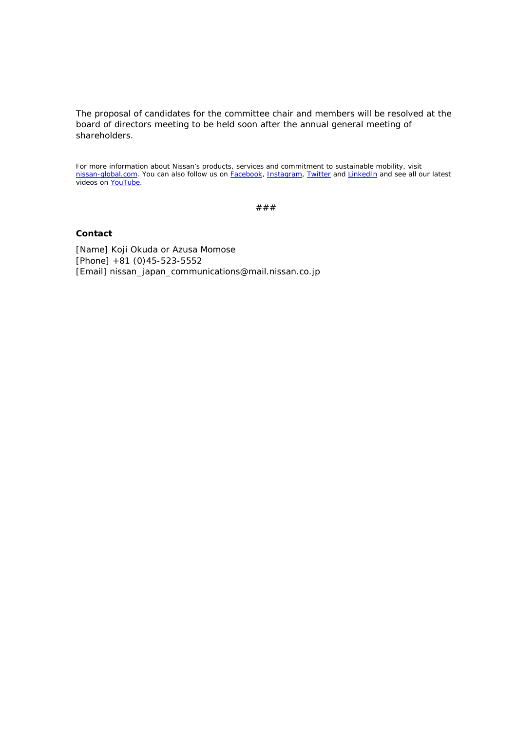The proposal of candidates for the committee chair and members will be resolved at the board of directors meeting to be held soon after the annual general meeting of shareholders.

For more information about Nissan's products, services and commitment to sustainable mobility, visit nissan-global.com. You can also follow us on Facebook, Instagram, Twitter and LinkedIn and see all our latest videos on YouTube.

###

**Contact**

[Name] Koji Okuda or Azusa Momose
[Phone] +81 (0)45-523-5552
[Email] nissan_japan_communications@mail.nissan.co.jp